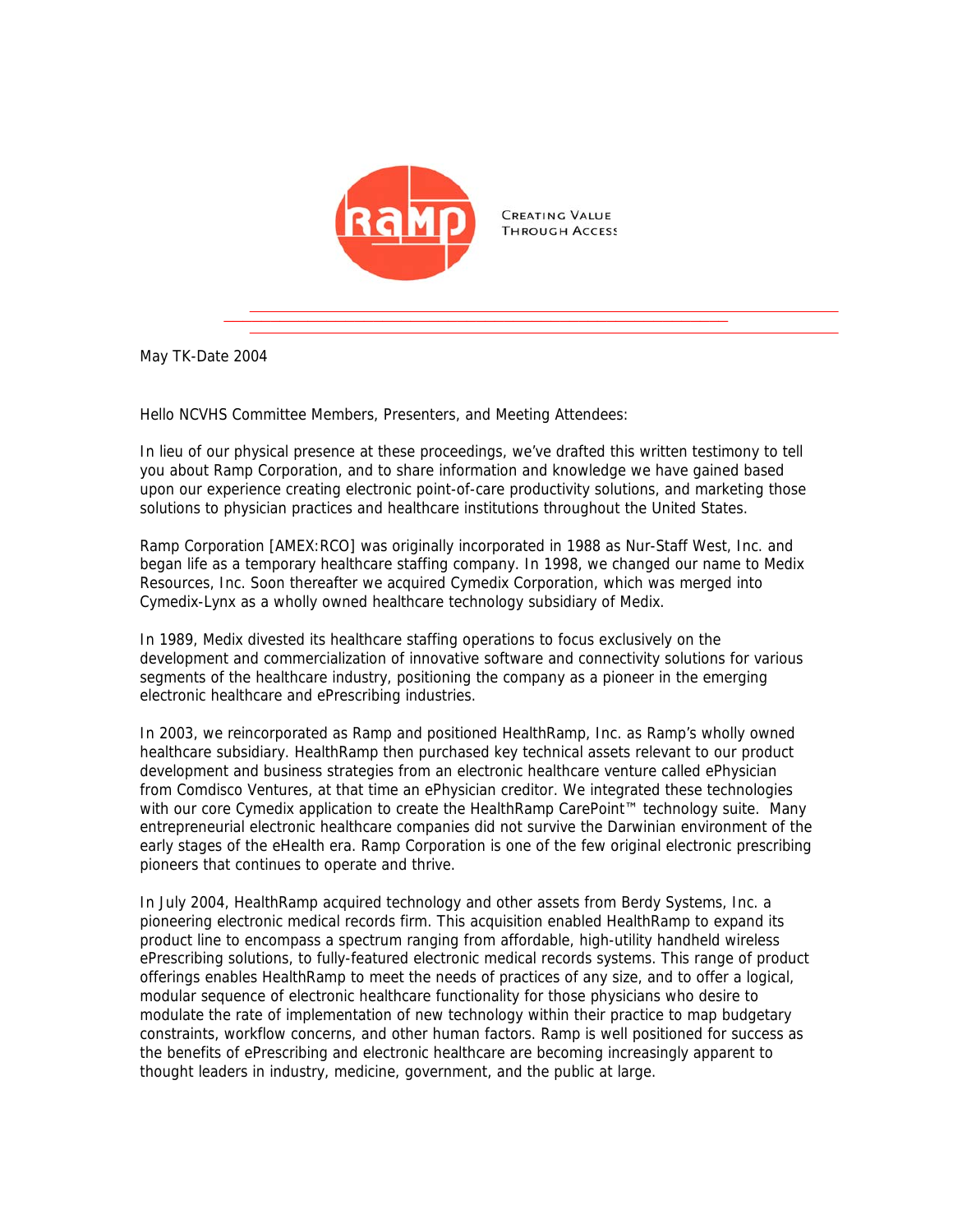CREATING VALUE THROUGH ACCESS

May TK-Date 2004

Hello NCVHS Committee Members, Presenters, and Meeting Attendees:

In lieu of our physical presence at these proceedings, we've drafted this written testimony to tell you about Ramp Corporation, and to share information and knowledge we have gained based upon our experience creating electronic point-of-care productivity solutions, and marketing those solutions to physician practices and healthcare institutions throughout the United States.

Ramp Corporation [AMEX:RCO] was originally incorporated in 1988 as Nur-Staff West, Inc. and began life as a temporary healthcare staffing company. In 1998, we changed our name to Medix Resources, Inc. Soon thereafter we acquired Cymedix Corporation, which was merged into Cymedix-Lynx as a wholly owned healthcare technology subsidiary of Medix.

In 1989, Medix divested its healthcare staffing operations to focus exclusively on the development and commercialization of innovative software and connectivity solutions for various segments of the healthcare industry, positioning the company as a pioneer in the emerging electronic healthcare and ePrescribing industries.

In 2003, we reincorporated as Ramp and positioned HealthRamp, Inc. as Ramp's wholly owned healthcare subsidiary. HealthRamp then purchased key technical assets relevant to our product development and business strategies from an electronic healthcare venture called ePhysician from Comdisco Ventures, at that time an ePhysician creditor. We integrated these technologies with our core Cymedix application to create the HealthRamp CarePoint™ technology suite. Many entrepreneurial electronic healthcare companies did not survive the Darwinian environment of the early stages of the eHealth era. Ramp Corporation is one of the few original electronic prescribing pioneers that continues to operate and thrive.

In July 2004, HealthRamp acquired technology and other assets from Berdy Systems, Inc. a pioneering electronic medical records firm. This acquisition enabled HealthRamp to expand its product line to encompass a spectrum ranging from affordable, high-utility handheld wireless ePrescribing solutions, to fully-featured electronic medical records systems. This range of product offerings enables HealthRamp to meet the needs of practices of any size, and to offer a logical, modular sequence of electronic healthcare functionality for those physicians who desire to modulate the rate of implementation of new technology within their practice to map budgetary constraints, workflow concerns, and other human factors. Ramp is well positioned for success as the benefits of ePrescribing and electronic healthcare are becoming increasingly apparent to thought leaders in industry, medicine, government, and the public at large.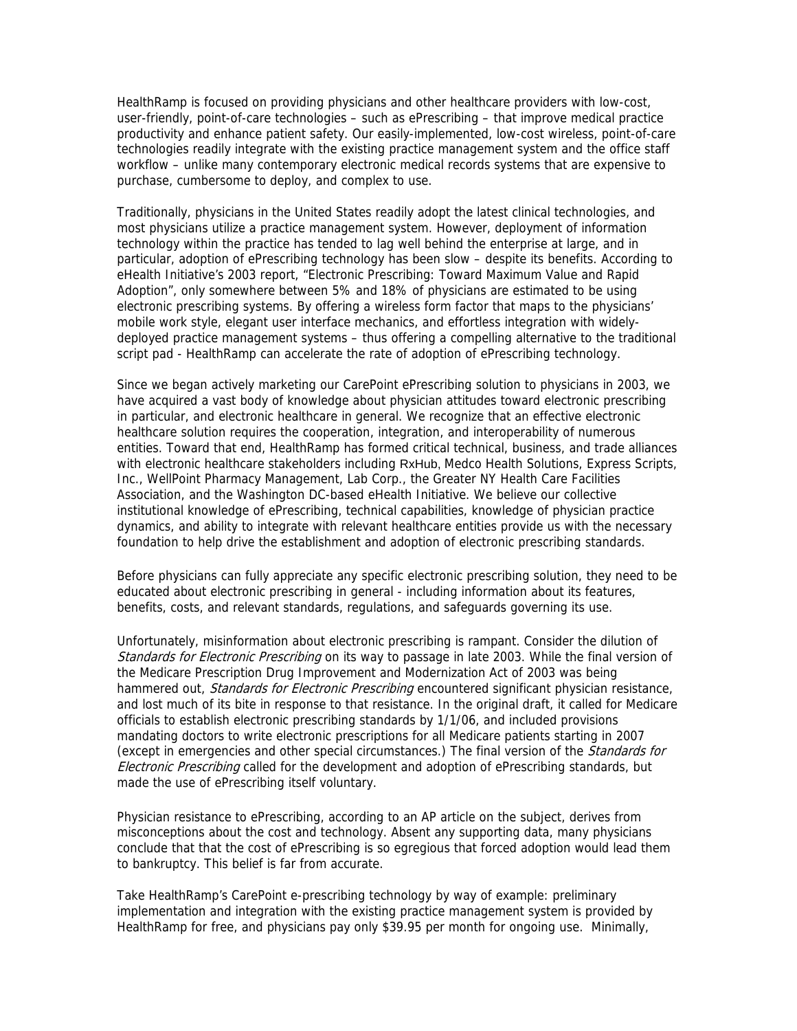HealthRamp is focused on providing physicians and other healthcare providers with low-cost, user-friendly, point-of-care technologies – such as ePrescribing – that improve medical practice productivity and enhance patient safety. Our easily-implemented, low-cost wireless, point-of-care technologies readily integrate with the existing practice management system and the office staff workflow – unlike many contemporary electronic medical records systems that are expensive to purchase, cumbersome to deploy, and complex to use.

Traditionally, physicians in the United States readily adopt the latest clinical technologies, and most physicians utilize a practice management system. However, deployment of information technology within the practice has tended to lag well behind the enterprise at large, and in particular, adoption of ePrescribing technology has been slow – despite its benefits. According to eHealth Initiative's 2003 report, "Electronic Prescribing: Toward Maximum Value and Rapid Adoption", only somewhere between 5% and 18% of physicians are estimated to be using electronic prescribing systems. By offering a wireless form factor that maps to the physicians' mobile work style, elegant user interface mechanics, and effortless integration with widely-deployed practice management systems – thus offering a compelling alternative to the traditional script pad - HealthRamp can accelerate the rate of adoption of ePrescribing technology.

Since we began actively marketing our CarePoint ePrescribing solution to physicians in 2003, we have acquired a vast body of knowledge about physician attitudes toward electronic prescribing in particular, and electronic healthcare in general. We recognize that an effective electronic healthcare solution requires the cooperation, integration, and interoperability of numerous entities. Toward that end, HealthRamp has formed critical technical, business, and trade alliances with electronic healthcare stakeholders including RxHub, Medco Health Solutions, Express Scripts, Inc., WellPoint Pharmacy Management, Lab Corp., the Greater NY Health Care Facilities Association, and the Washington DC-based eHealth Initiative. We believe our collective institutional knowledge of ePrescribing, technical capabilities, knowledge of physician practice dynamics, and ability to integrate with relevant healthcare entities provide us with the necessary foundation to help drive the establishment and adoption of electronic prescribing standards.

Before physicians can fully appreciate any specific electronic prescribing solution, they need to be educated about electronic prescribing in general - including information about its features, benefits, costs, and relevant standards, regulations, and safeguards governing its use.

Unfortunately, misinformation about electronic prescribing is rampant. Consider the dilution of *Standards for Electronic Prescribing* on its way to passage in late 2003. While the final version of the Medicare Prescription Drug Improvement and Modernization Act of 2003 was being hammered out, *Standards for Electronic Prescribing* encountered significant physician resistance, and lost much of its bite in response to that resistance. In the original draft, it called for Medicare officials to establish electronic prescribing standards by 1/1/06, and included provisions mandating doctors to write electronic prescriptions for all Medicare patients starting in 2007 (except in emergencies and other special circumstances.) The final version of the *Standards for Electronic Prescribing* called for the development and adoption of ePrescribing standards, but made the use of ePrescribing itself voluntary.

Physician resistance to ePrescribing, according to an AP article on the subject, derives from misconceptions about the cost and technology. Absent any supporting data, many physicians conclude that that the cost of ePrescribing is so egregious that forced adoption would lead them to bankruptcy. This belief is far from accurate.

Take HealthRamp's CarePoint e-prescribing technology by way of example: preliminary implementation and integration with the existing practice management system is provided by HealthRamp for free, and physicians pay only $39.95 per month for ongoing use. Minimally,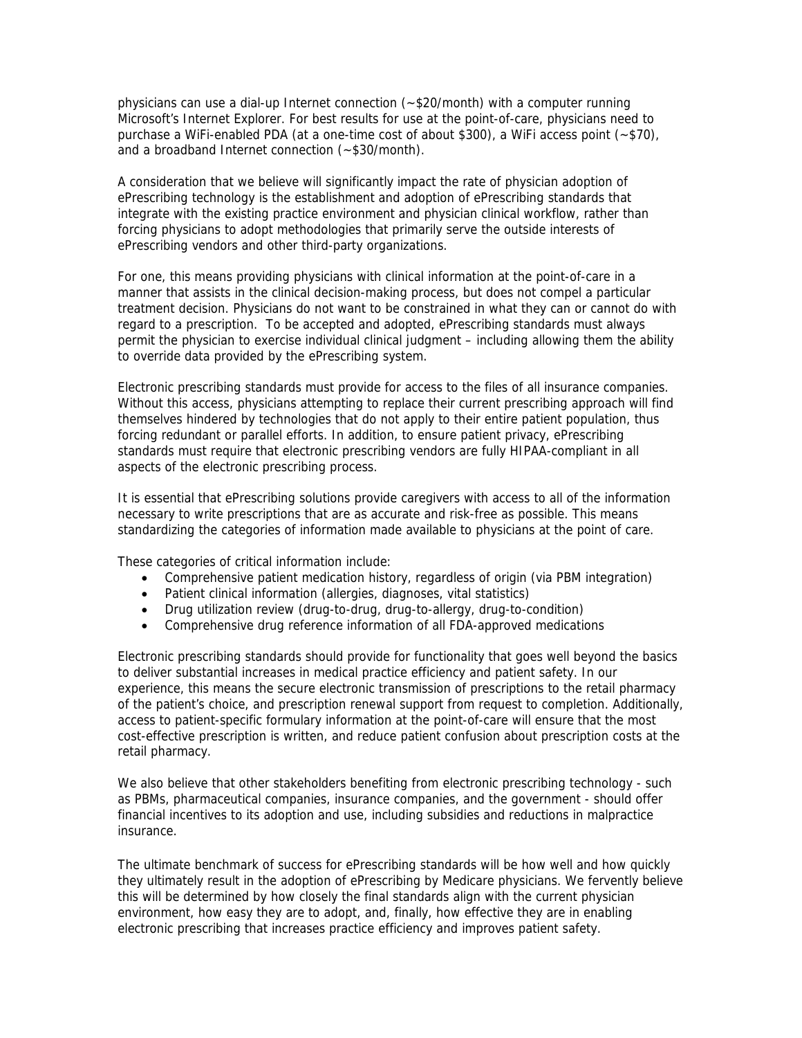physicians can use a dial-up Internet connection (~$20/month) with a computer running Microsoft's Internet Explorer. For best results for use at the point-of-care, physicians need to purchase a WiFi-enabled PDA (at a one-time cost of about $300), a WiFi access point (~$70), and a broadband Internet connection (~$30/month).

A consideration that we believe will significantly impact the rate of physician adoption of ePrescribing technology is the establishment and adoption of ePrescribing standards that integrate with the existing practice environment and physician clinical workflow, rather than forcing physicians to adopt methodologies that primarily serve the outside interests of ePrescribing vendors and other third-party organizations.

For one, this means providing physicians with clinical information at the point-of-care in a manner that assists in the clinical decision-making process, but does not compel a particular treatment decision. Physicians do not want to be constrained in what they can or cannot do with regard to a prescription. To be accepted and adopted, ePrescribing standards must always permit the physician to exercise individual clinical judgment – including allowing them the ability to override data provided by the ePrescribing system.

Electronic prescribing standards must provide for access to the files of all insurance companies. Without this access, physicians attempting to replace their current prescribing approach will find themselves hindered by technologies that do not apply to their entire patient population, thus forcing redundant or parallel efforts. In addition, to ensure patient privacy, ePrescribing standards must require that electronic prescribing vendors are fully HIPAA-compliant in all aspects of the electronic prescribing process.

It is essential that ePrescribing solutions provide caregivers with access to all of the information necessary to write prescriptions that are as accurate and risk-free as possible. This means standardizing the categories of information made available to physicians at the point of care.

These categories of critical information include:

- Comprehensive patient medication history, regardless of origin (via PBM integration)
- Patient clinical information (allergies, diagnoses, vital statistics)
- Drug utilization review (drug-to-drug, drug-to-allergy, drug-to-condition)
- Comprehensive drug reference information of all FDA-approved medications

Electronic prescribing standards should provide for functionality that goes well beyond the basics to deliver substantial increases in medical practice efficiency and patient safety. In our experience, this means the secure electronic transmission of prescriptions to the retail pharmacy of the patient's choice, and prescription renewal support from request to completion. Additionally, access to patient-specific formulary information at the point-of-care will ensure that the most cost-effective prescription is written, and reduce patient confusion about prescription costs at the retail pharmacy.

We also believe that other stakeholders benefiting from electronic prescribing technology - such as PBMs, pharmaceutical companies, insurance companies, and the government - should offer financial incentives to its adoption and use, including subsidies and reductions in malpractice insurance.

The ultimate benchmark of success for ePrescribing standards will be how well and how quickly they ultimately result in the adoption of ePrescribing by Medicare physicians. We fervently believe this will be determined by how closely the final standards align with the current physician environment, how easy they are to adopt, and, finally, how effective they are in enabling electronic prescribing that increases practice efficiency and improves patient safety.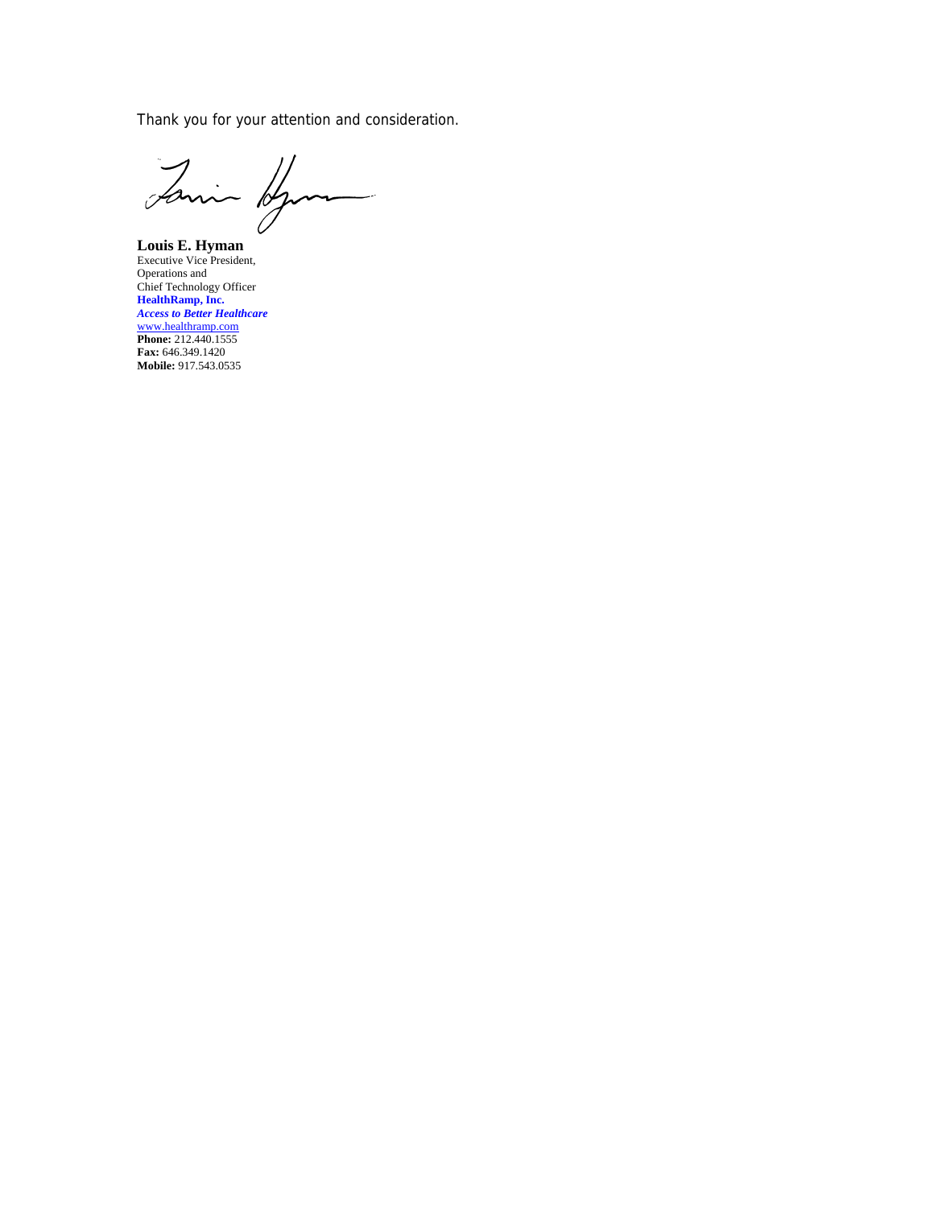Thank you for your attention and consideration.

**Louis E. Hyman**
Executive Vice President,
Operations and
Chief Technology Officer
**HealthRamp, Inc.**
***Access to Better Healthcare***
www.healthramp.com
**Phone:** 212.440.1555
**Fax:** 646.349.1420
**Mobile:** 917.543.0535